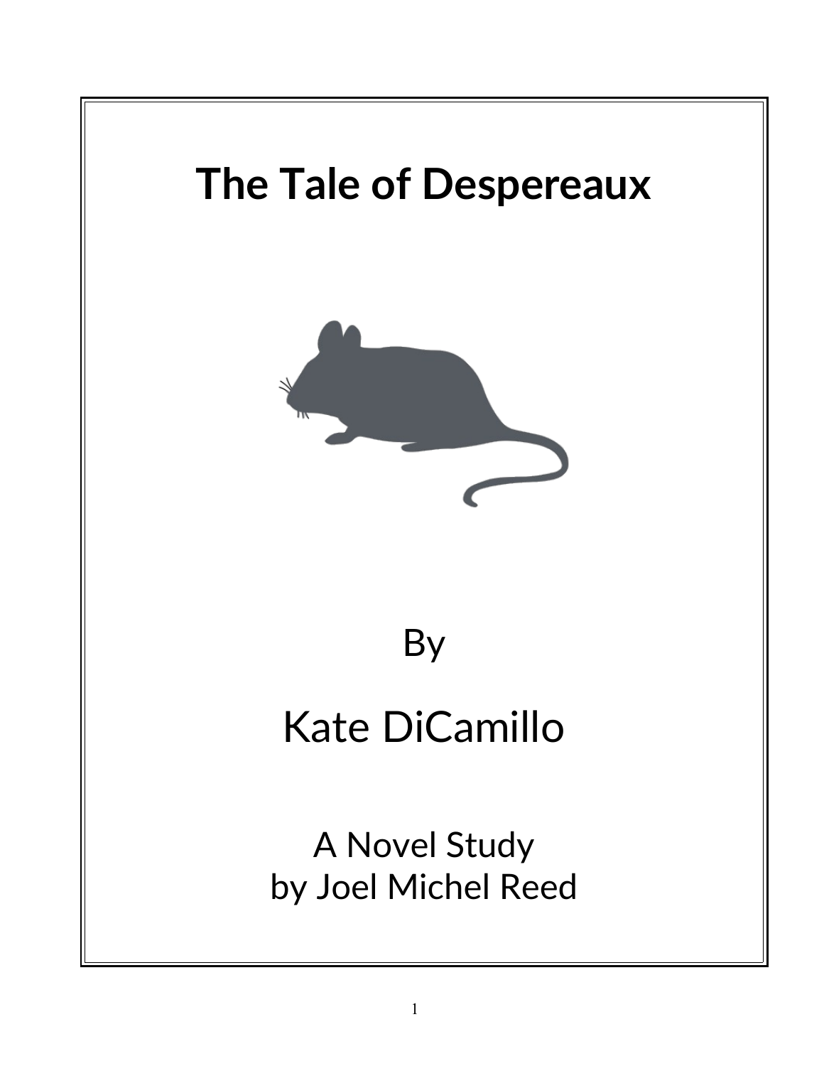# The Tale of Despereaux

By

Kate DiCamillo

A Novel Study
by Joel Michel Reed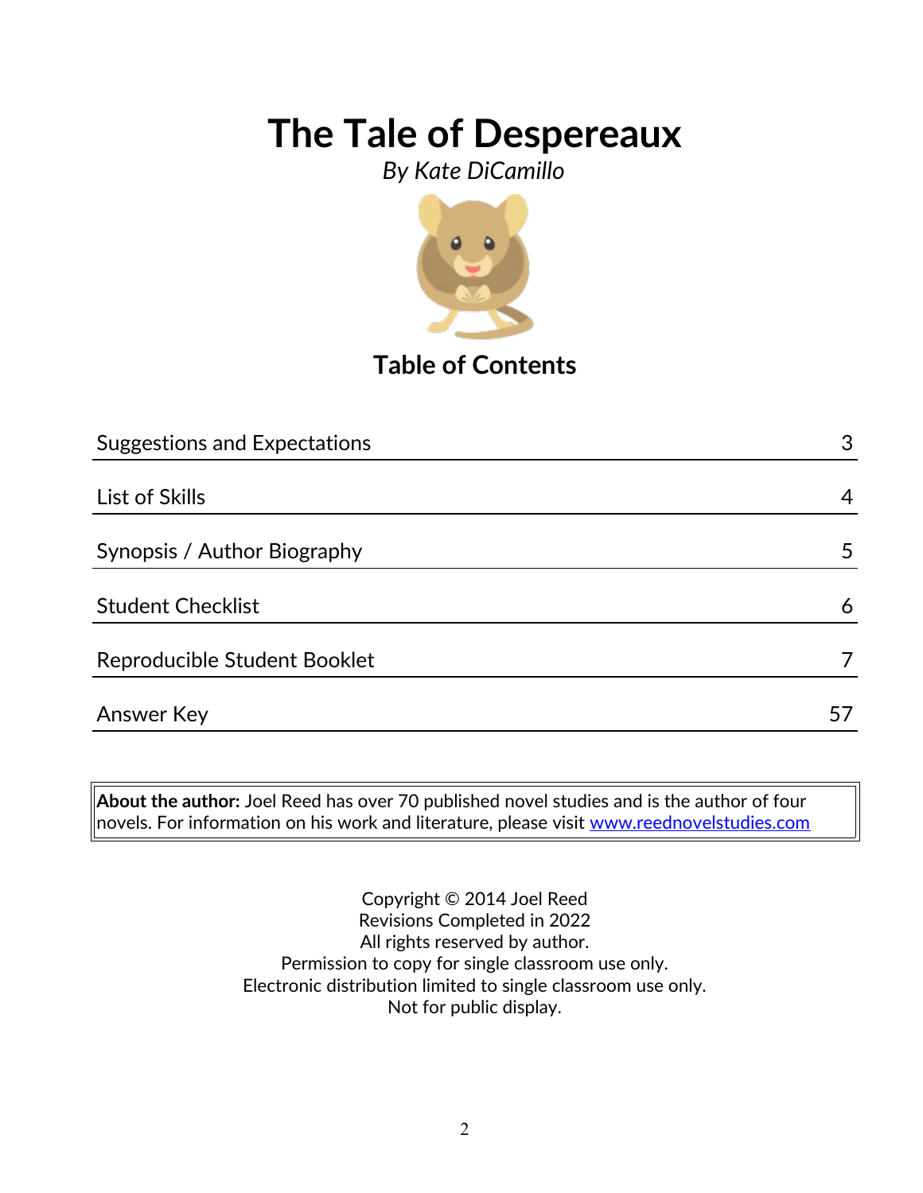# The Tale of Despereaux

*By Kate DiCamillo*

## Table of Contents

| | |
|---|---|
| Suggestions and Expectations | 3 |
| List of Skills | 4 |
| Synopsis / Author Biography | 5 |
| Student Checklist | 6 |
| Reproducible Student Booklet | 7 |
| Answer Key | 57 |

**About the author:** Joel Reed has over 70 published novel studies and is the author of four novels. For information on his work and literature, please visit www.reednovelstudies.com

Copyright © 2014 Joel Reed
Revisions Completed in 2022
All rights reserved by author.
Permission to copy for single classroom use only.
Electronic distribution limited to single classroom use only.
Not for public display.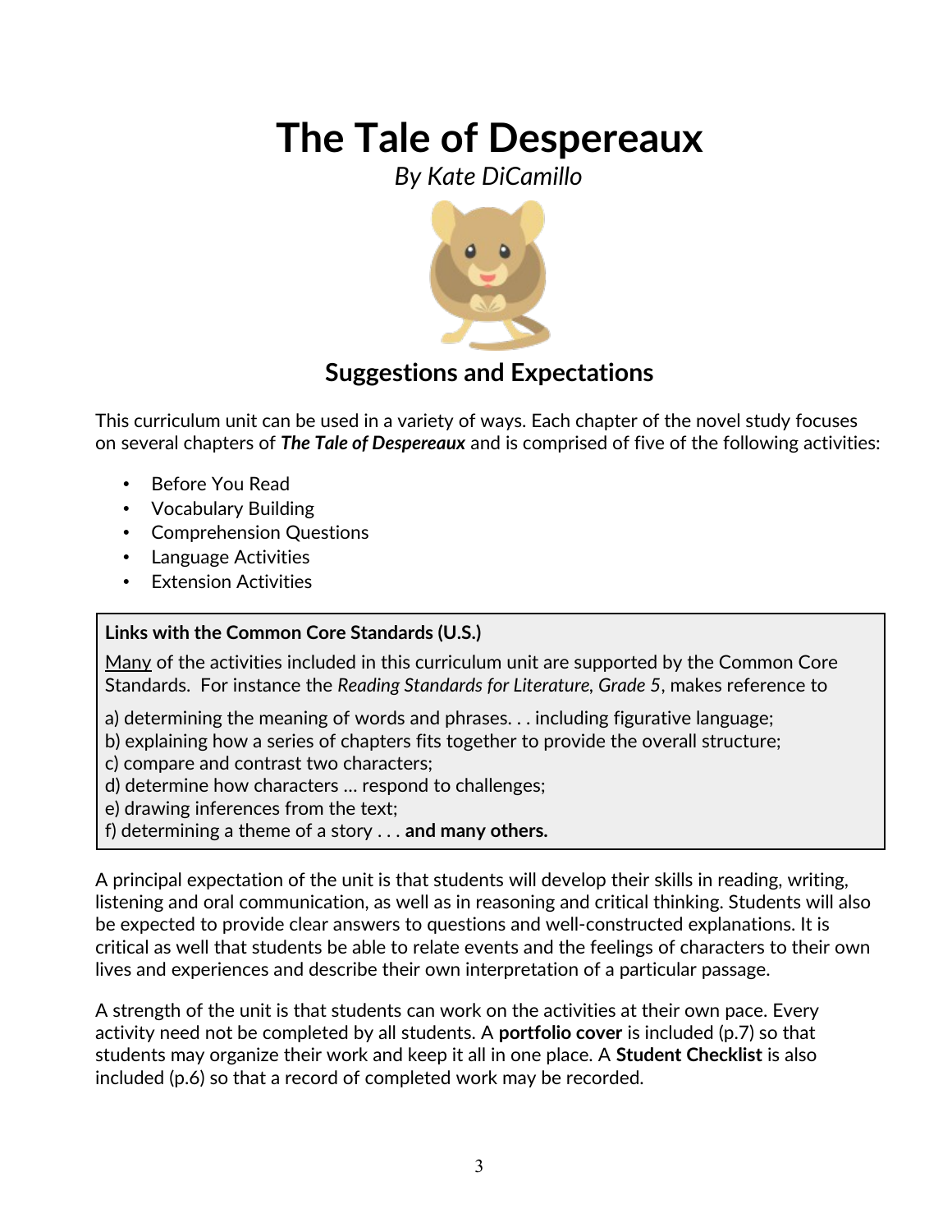# The Tale of Despereaux

*By Kate DiCamillo*

## Suggestions and Expectations

This curriculum unit can be used in a variety of ways. Each chapter of the novel study focuses on several chapters of ***The Tale of Despereaux*** and is comprised of five of the following activities:

- Before You Read
- Vocabulary Building
- Comprehension Questions
- Language Activities
- Extension Activities

**Links with the Common Core Standards (U.S.)**

Many of the activities included in this curriculum unit are supported by the Common Core Standards. For instance the *Reading Standards for Literature, Grade 5*, makes reference to

a) determining the meaning of words and phrases. . . including figurative language;
b) explaining how a series of chapters fits together to provide the overall structure;
c) compare and contrast two characters;
d) determine how characters … respond to challenges;
e) drawing inferences from the text;
f) determining a theme of a story . . . **and many others.**

A principal expectation of the unit is that students will develop their skills in reading, writing, listening and oral communication, as well as in reasoning and critical thinking. Students will also be expected to provide clear answers to questions and well-constructed explanations. It is critical as well that students be able to relate events and the feelings of characters to their own lives and experiences and describe their own interpretation of a particular passage.

A strength of the unit is that students can work on the activities at their own pace. Every activity need not be completed by all students. A **portfolio cover** is included (p.7) so that students may organize their work and keep it all in one place. A **Student Checklist** is also included (p.6) so that a record of completed work may be recorded.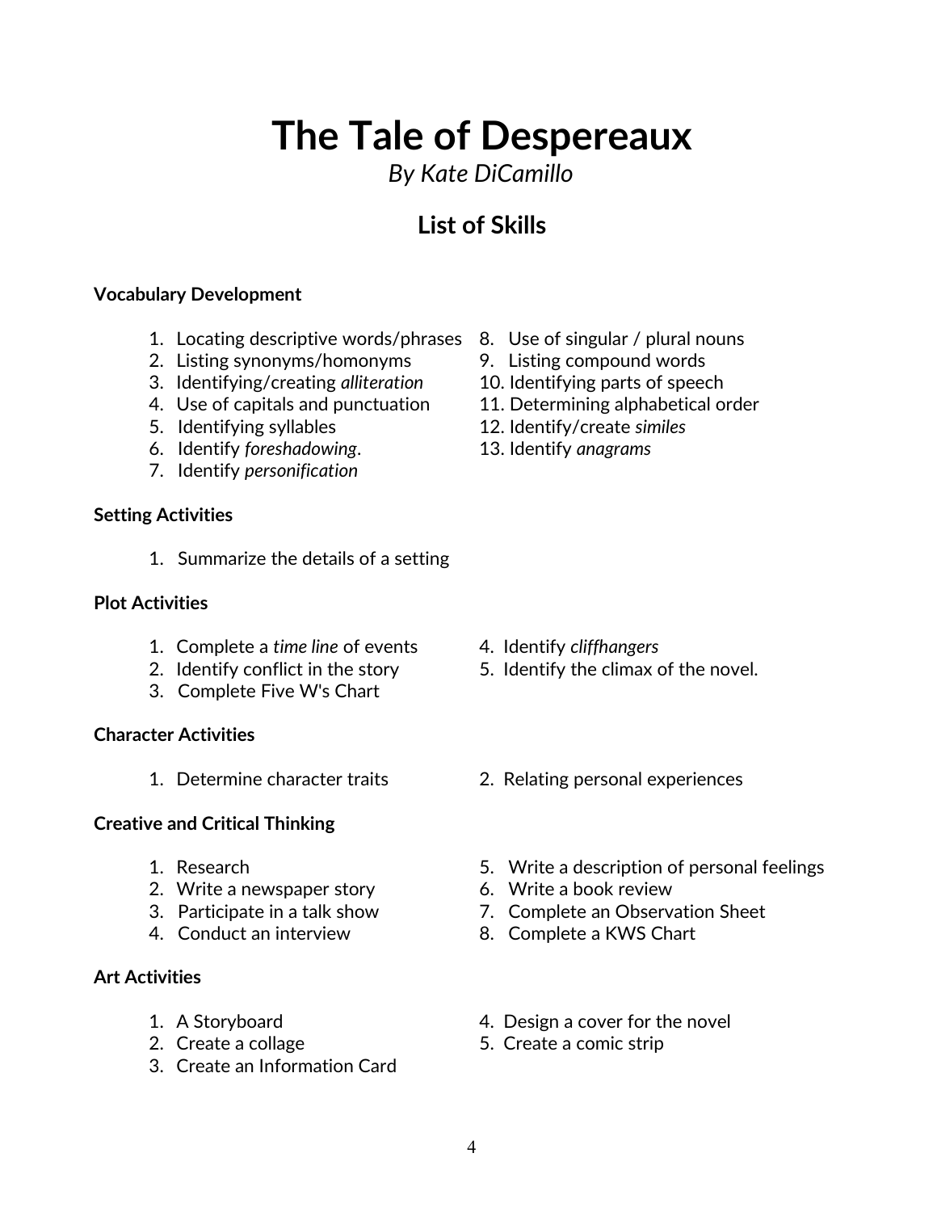# The Tale of Despereaux

*By Kate DiCamillo*

## List of Skills

**Vocabulary Development**

1. Locating descriptive words/phrases
2. Listing synonyms/homonyms
3. Identifying/creating *alliteration*
4. Use of capitals and punctuation
5. Identifying syllables
6. Identify *foreshadowing*.
7. Identify *personification*
8. Use of singular / plural nouns
9. Listing compound words
10. Identifying parts of speech
11. Determining alphabetical order
12. Identify/create *similes*
13. Identify *anagrams*

**Setting Activities**

1. Summarize the details of a setting

**Plot Activities**

1. Complete a *time line* of events
2. Identify conflict in the story
3. Complete Five W's Chart
4. Identify *cliffhangers*
5. Identify the climax of the novel.

**Character Activities**

1. Determine character traits
2. Relating personal experiences

**Creative and Critical Thinking**

1. Research
2. Write a newspaper story
3. Participate in a talk show
4. Conduct an interview
5. Write a description of personal feelings
6. Write a book review
7. Complete an Observation Sheet
8. Complete a KWS Chart

**Art Activities**

1. A Storyboard
2. Create a collage
3. Create an Information Card
4. Design a cover for the novel
5. Create a comic strip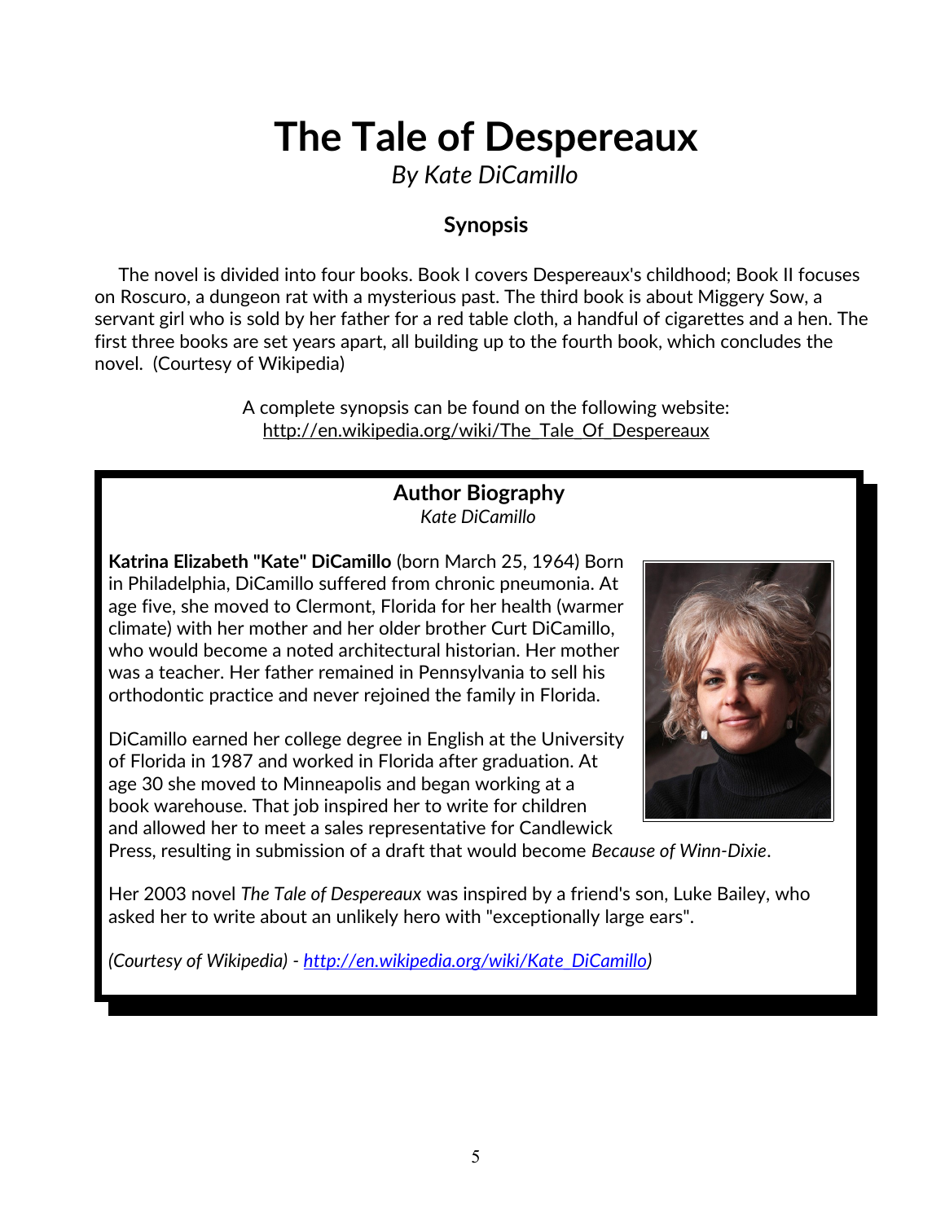# The Tale of Despereaux

*By Kate DiCamillo*

### Synopsis

The novel is divided into four books. Book I covers Despereaux's childhood; Book II focuses on Roscuro, a dungeon rat with a mysterious past. The third book is about Miggery Sow, a servant girl who is sold by her father for a red table cloth, a handful of cigarettes and a hen. The first three books are set years apart, all building up to the fourth book, which concludes the novel. (Courtesy of Wikipedia)

A complete synopsis can be found on the following website:
http://en.wikipedia.org/wiki/The_Tale_Of_Despereaux

### Author Biography

*Kate DiCamillo*

**Katrina Elizabeth "Kate" DiCamillo** (born March 25, 1964) Born in Philadelphia, DiCamillo suffered from chronic pneumonia. At age five, she moved to Clermont, Florida for her health (warmer climate) with her mother and her older brother Curt DiCamillo, who would become a noted architectural historian. Her mother was a teacher. Her father remained in Pennsylvania to sell his orthodontic practice and never rejoined the family in Florida.

DiCamillo earned her college degree in English at the University of Florida in 1987 and worked in Florida after graduation. At age 30 she moved to Minneapolis and began working at a book warehouse. That job inspired her to write for children and allowed her to meet a sales representative for Candlewick Press, resulting in submission of a draft that would become *Because of Winn-Dixie*.

Her 2003 novel *The Tale of Despereaux* was inspired by a friend's son, Luke Bailey, who asked her to write about an unlikely hero with "exceptionally large ears".

*(Courtesy of Wikipedia) - http://en.wikipedia.org/wiki/Kate_DiCamillo)*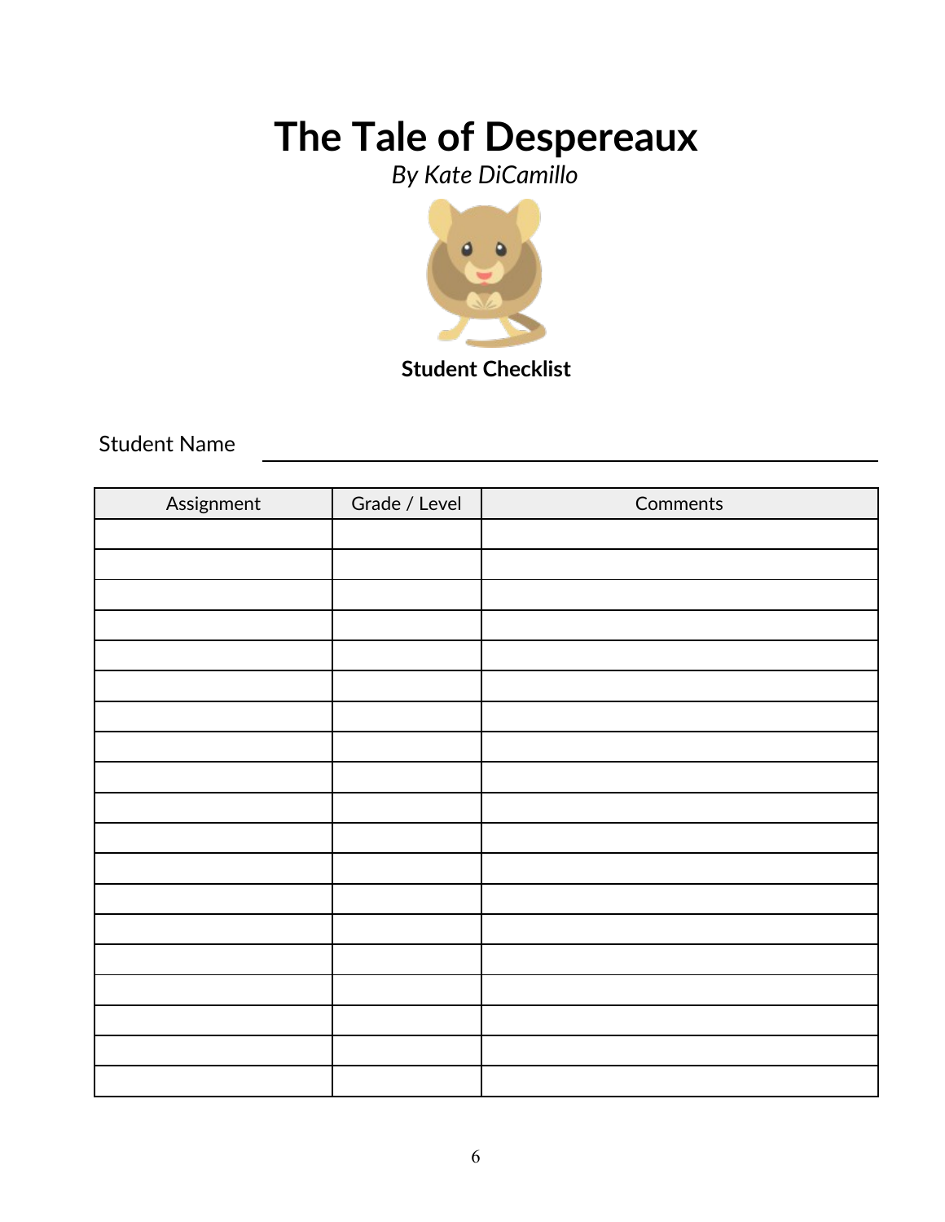# The Tale of Despereaux

*By Kate DiCamillo*

**Student Checklist**

Student Name ____________________________________________

| Assignment | Grade / Level | Comments |
|---|---|---|
| | | |
| | | |
| | | |
| | | |
| | | |
| | | |
| | | |
| | | |
| | | |
| | | |
| | | |
| | | |
| | | |
| | | |
| | | |
| | | |
| | | |
| | | |
| | | |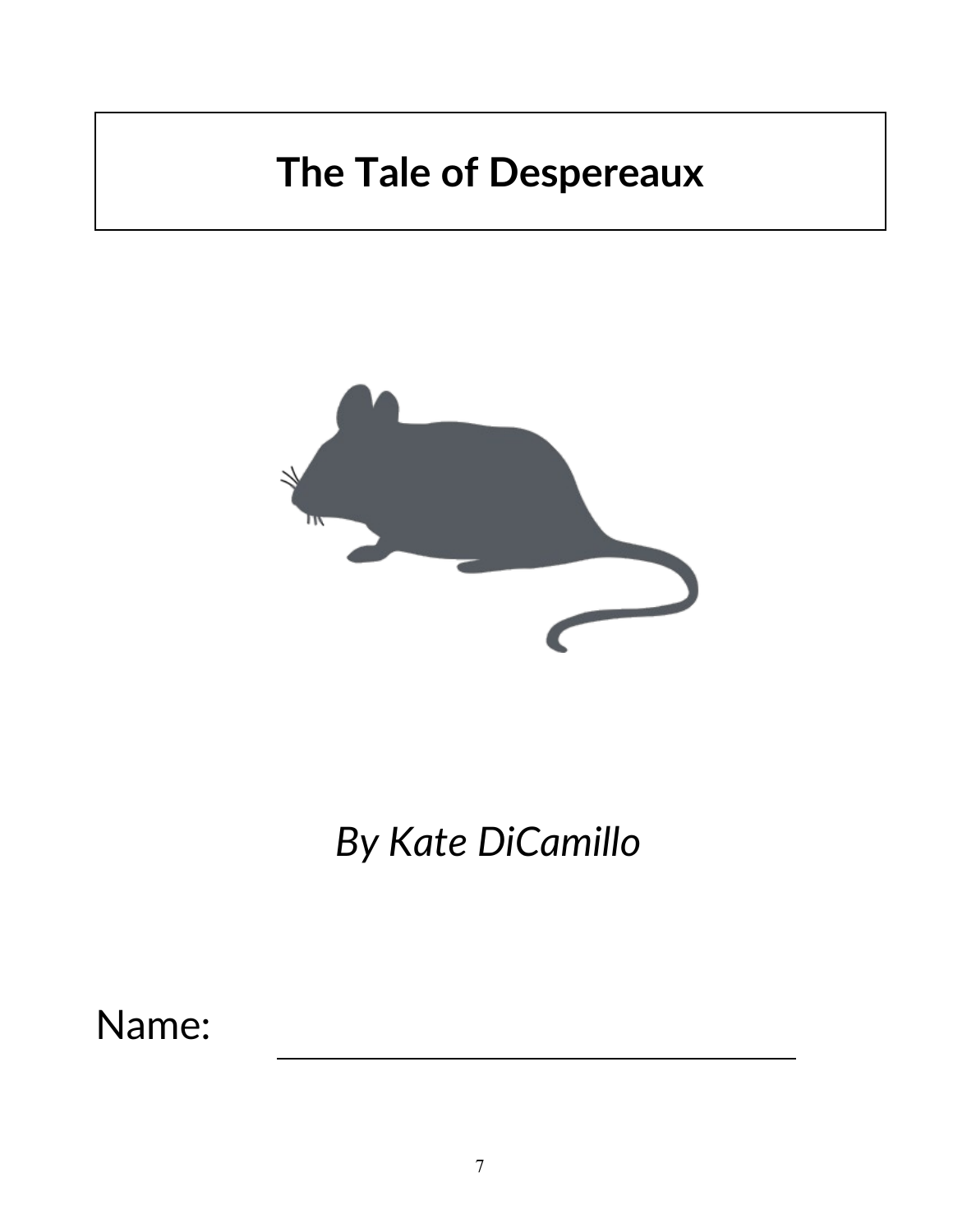# The Tale of Despereaux

*By Kate DiCamillo*

Name: ______________________________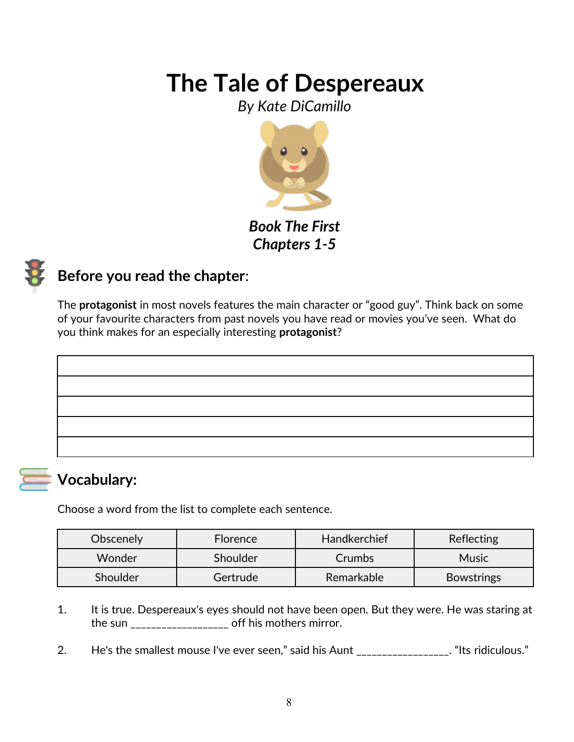# The Tale of Despereaux

*By Kate DiCamillo*

***Book The First***
***Chapters 1-5***

## Before you read the chapter:

The **protagonist** in most novels features the main character or “good guy”. Think back on some of your favourite characters from past novels you have read or movies you’ve seen. What do you think makes for an especially interesting **protagonist**?

| |
|---|
| |
| |
| |
| |
| |

## Vocabulary:

Choose a word from the list to complete each sentence.

| Obscenely | Florence | Handkerchief | Reflecting |
|---|---|---|---|
| Wonder | Shoulder | Crumbs | Music |
| Shoulder | Gertrude | Remarkable | Bowstrings |

1. It is true. Despereaux's eyes should not have been open. But they were. He was staring at the sun ________________ off his mothers mirror.

2. He's the smallest mouse I've ever seen,” said his Aunt ________________. “Its ridiculous.”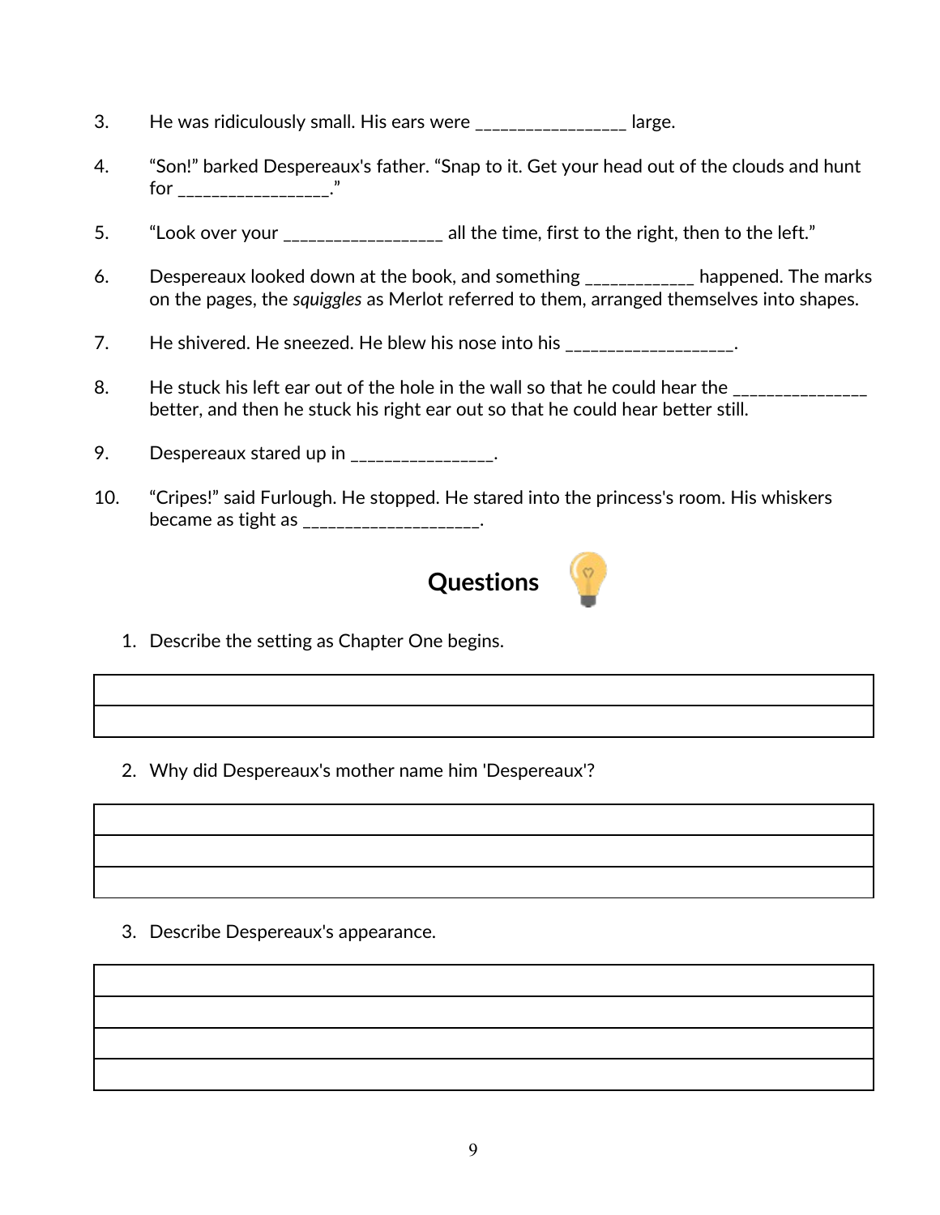3. He was ridiculously small. His ears were ________________ large.

4. "Son!" barked Despereaux's father. "Snap to it. Get your head out of the clouds and hunt for ________________."

5. "Look over your _________________ all the time, first to the right, then to the left."

6. Despereaux looked down at the book, and something ____________ happened. The marks on the pages, the *squiggles* as Merlot referred to them, arranged themselves into shapes.

7. He shivered. He sneezed. He blew his nose into his __________________.

8. He stuck his left ear out of the hole in the wall so that he could hear the ______________ better, and then he stuck his right ear out so that he could hear better still.

9. Despereaux stared up in ________________.

10. "Cripes!" said Furlough. He stopped. He stared into the princess's room. His whiskers became as tight as ___________________.

## Questions

1. Describe the setting as Chapter One begins.

| |
|---|
| |

2. Why did Despereaux's mother name him 'Despereaux'?

| |
|---|
| |
| |

3. Describe Despereaux's appearance.

| |
|---|
| |
| |
| |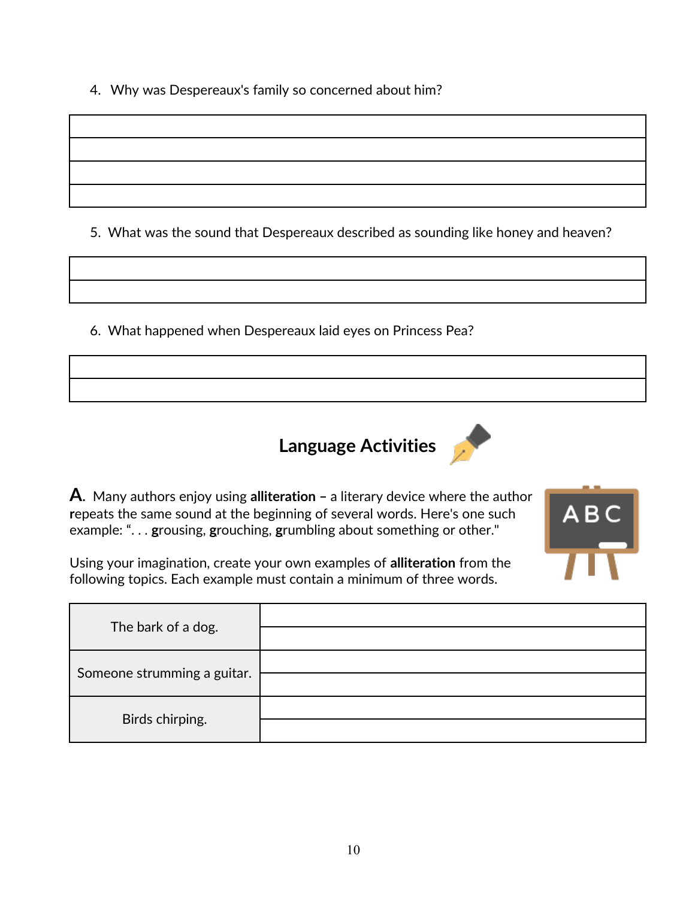4. Why was Despereaux's family so concerned about him?

| |
|---|
| |
| |
| |
| |

5. What was the sound that Despereaux described as sounding like honey and heaven?

| |
|---|
| |
| |

6. What happened when Despereaux laid eyes on Princess Pea?

| |
|---|
| |
| |

## Language Activities

**A.** Many authors enjoy using **alliteration –** a literary device where the author **r**epeats the same sound at the beginning of several words. Here's one such example: "... **g**rousing, **g**rouching, **g**rumbling about something or other."

Using your imagination, create your own examples of **alliteration** from the following topics. Each example must contain a minimum of three words.

| | |
|---|---|
| The bark of a dog. | |
| | |
| Someone strumming a guitar. | |
| | |
| Birds chirping. | |
| | |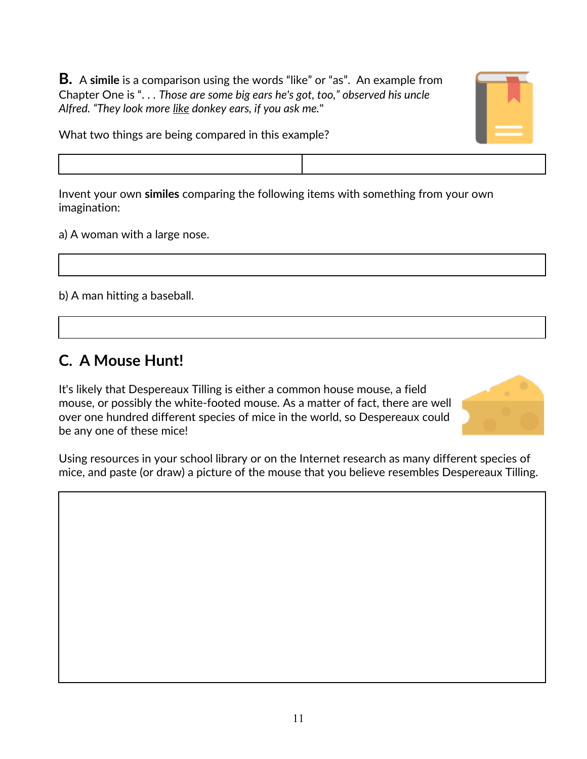**B.** A **simile** is a comparison using the words "like" or "as". An example from Chapter One is ". . . *Those are some big ears he's got, too," observed his uncle Alfred. "They look more* *like* *donkey ears, if you ask me.*"

What two things are being compared in this example?

| | |
|---|---|
| | |

Invent your own **similes** comparing the following items with something from your own imagination:

a) A woman with a large nose.

| |
|---|
| |

b) A man hitting a baseball.

| |
|---|
| |

## C. A Mouse Hunt!

It's likely that Despereaux Tilling is either a common house mouse, a field mouse, or possibly the white-footed mouse. As a matter of fact, there are well over one hundred different species of mice in the world, so Despereaux could be any one of these mice!

Using resources in your school library or on the Internet research as many different species of mice, and paste (or draw) a picture of the mouse that you believe resembles Despereaux Tilling.

| |
|---|
| |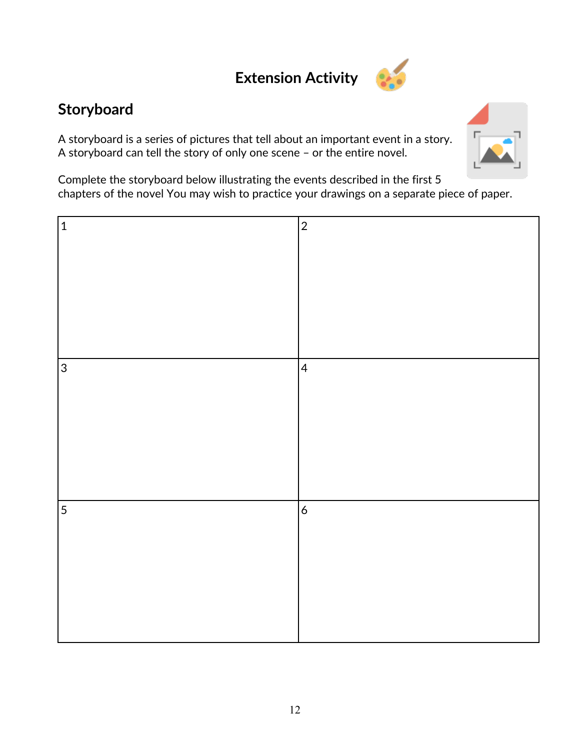# Extension Activity

## Storyboard

A storyboard is a series of pictures that tell about an important event in a story. A storyboard can tell the story of only one scene – or the entire novel.

Complete the storyboard below illustrating the events described in the first 5 chapters of the novel You may wish to practice your drawings on a separate piece of paper.

| | |
|---|---|
| 1 | 2 |
| 3 | 4 |
| 5 | 6 |